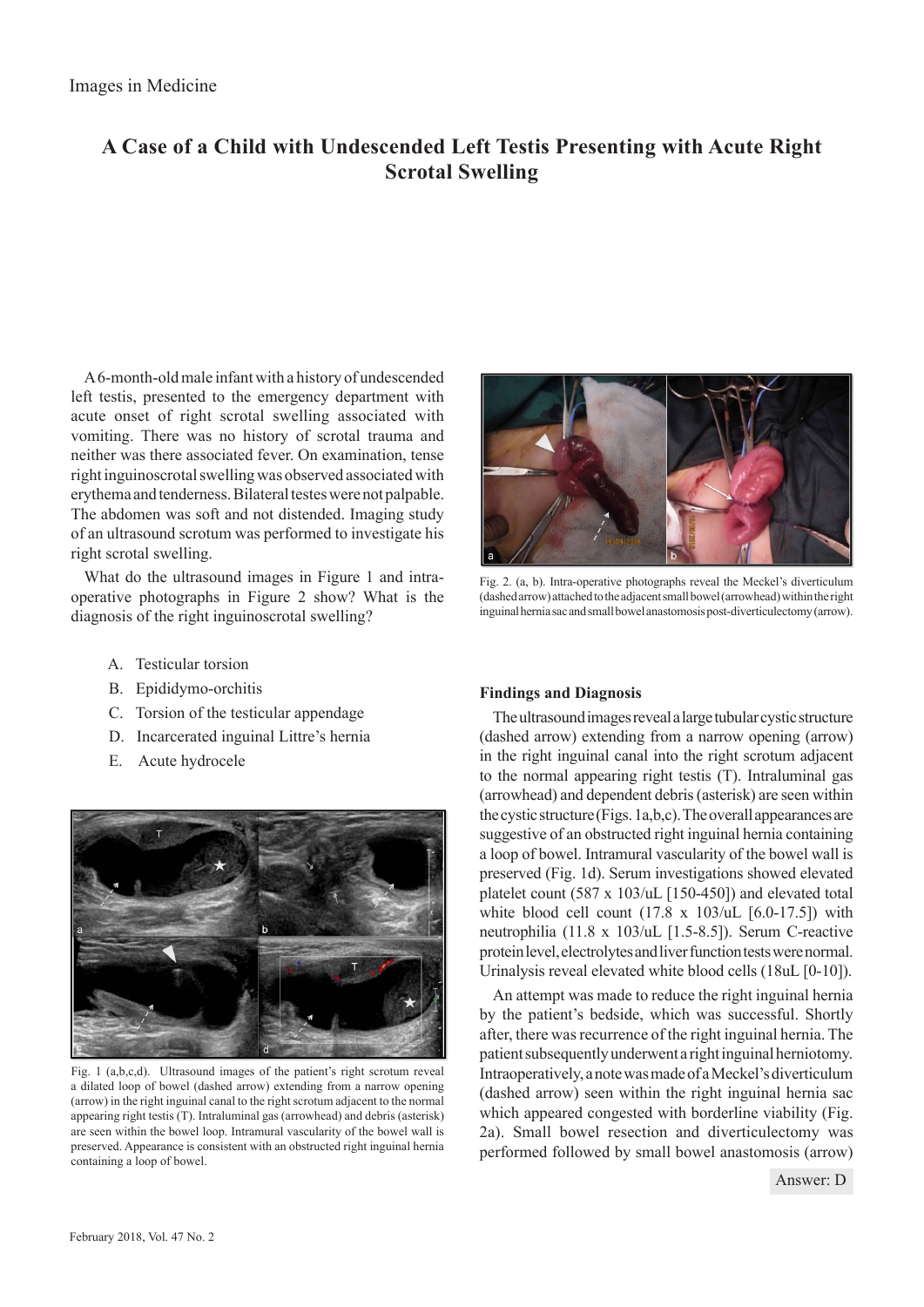Images in Medicine

# A Case of a Child with Undescended Left Testis Presenting with Acute Right Scrotal Swelling

A 6-month-old male infant with a history of undescended left testis, presented to the emergency department with acute onset of right scrotal swelling associated with vomiting. There was no history of scrotal trauma and neither was there associated fever. On examination, tense right inguinoscrotal swelling was observed associated with erythema and tenderness. Bilateral testes were not palpable. The abdomen was soft and not distended. Imaging study of an ultrasound scrotum was performed to investigate his right scrotal swelling.

What do the ultrasound images in Figure 1 and intra-operative photographs in Figure 2 show? What is the diagnosis of the right inguinoscrotal swelling?

A. Testicular torsion
B. Epididymo-orchitis
C. Torsion of the testicular appendage
D. Incarcerated inguinal Littre's hernia
E. Acute hydrocele

Fig. 1 (a,b,c,d). Ultrasound images of the patient's right scrotum reveal a dilated loop of bowel (dashed arrow) extending from a narrow opening (arrow) in the right inguinal canal to the right scrotum adjacent to the normal appearing right testis (T). Intraluminal gas (arrowhead) and debris (asterisk) are seen within the bowel loop. Intramural vascularity of the bowel wall is preserved. Appearance is consistent with an obstructed right inguinal hernia containing a loop of bowel.

Fig. 2. (a, b). Intra-operative photographs reveal the Meckel's diverticulum (dashed arrow) attached to the adjacent small bowel (arrowhead) within the right inguinal hernia sac and small bowel anastomosis post-diverticulectomy (arrow).

## Findings and Diagnosis

The ultrasound images reveal a large tubular cystic structure (dashed arrow) extending from a narrow opening (arrow) in the right inguinal canal into the right scrotum adjacent to the normal appearing right testis (T). Intraluminal gas (arrowhead) and dependent debris (asterisk) are seen within the cystic structure (Figs. 1a,b,c). The overall appearances are suggestive of an obstructed right inguinal hernia containing a loop of bowel. Intramural vascularity of the bowel wall is preserved (Fig. 1d). Serum investigations showed elevated platelet count (587 x 103/uL [150-450]) and elevated total white blood cell count (17.8 x 103/uL [6.0-17.5]) with neutrophilia (11.8 x 103/uL [1.5-8.5]). Serum C-reactive protein level, electrolytes and liver function tests were normal. Urinalysis reveal elevated white blood cells (18uL [0-10]).

An attempt was made to reduce the right inguinal hernia by the patient's bedside, which was successful. Shortly after, there was recurrence of the right inguinal hernia. The patient subsequently underwent a right inguinal herniotomy. Intraoperatively, a note was made of a Meckel's diverticulum (dashed arrow) seen within the right inguinal hernia sac which appeared congested with borderline viability (Fig. 2a). Small bowel resection and diverticulectomy was performed followed by small bowel anastomosis (arrow)

Answer: D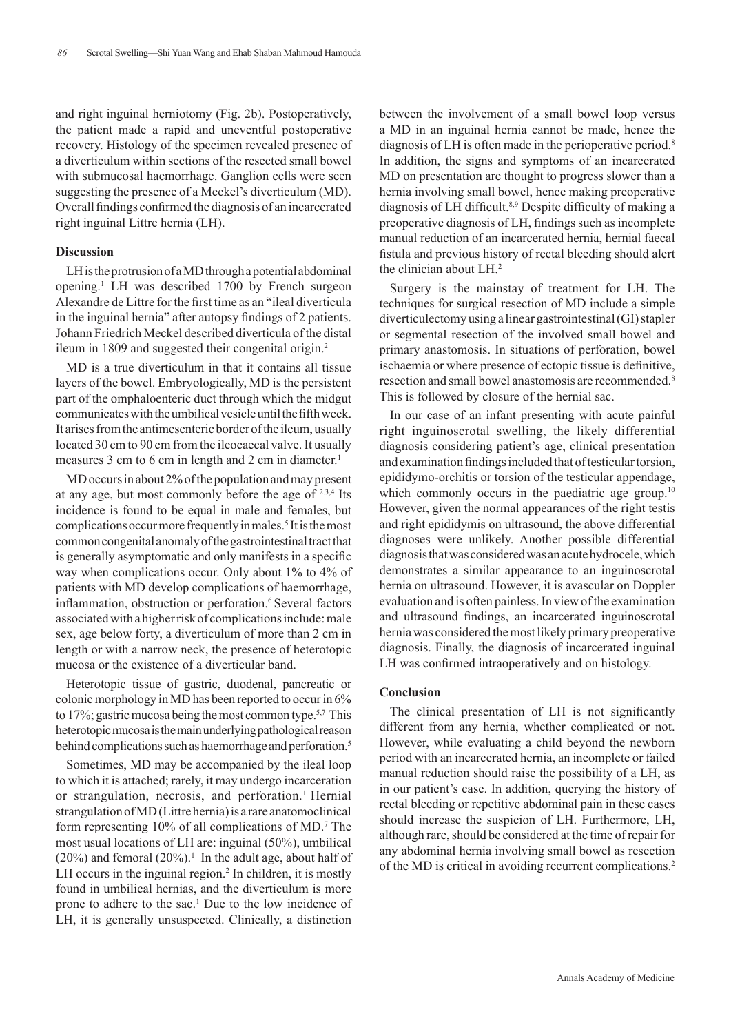and right inguinal herniotomy (Fig. 2b). Postoperatively, the patient made a rapid and uneventful postoperative recovery. Histology of the specimen revealed presence of a diverticulum within sections of the resected small bowel with submucosal haemorrhage. Ganglion cells were seen suggesting the presence of a Meckel's diverticulum (MD). Overall findings confirmed the diagnosis of an incarcerated right inguinal Littre hernia (LH).

### Discussion

LH is the protrusion of a MD through a potential abdominal opening.[1] LH was described 1700 by French surgeon Alexandre de Littre for the first time as an "ileal diverticula in the inguinal hernia" after autopsy findings of 2 patients. Johann Friedrich Meckel described diverticula of the distal ileum in 1809 and suggested their congenital origin.[2]

MD is a true diverticulum in that it contains all tissue layers of the bowel. Embryologically, MD is the persistent part of the omphaloenteric duct through which the midgut communicates with the umbilical vesicle until the fifth week. It arises from the antimesenteric border of the ileum, usually located 30 cm to 90 cm from the ileocaecal valve. It usually measures 3 cm to 6 cm in length and 2 cm in diameter.[1]

MD occurs in about 2% of the population and may present at any age, but most commonly before the age of [2,3,4] Its incidence is found to be equal in male and females, but complications occur more frequently in males.[5] It is the most common congenital anomaly of the gastrointestinal tract that is generally asymptomatic and only manifests in a specific way when complications occur. Only about 1% to 4% of patients with MD develop complications of haemorrhage, inflammation, obstruction or perforation.[6] Several factors associated with a higher risk of complications include: male sex, age below forty, a diverticulum of more than 2 cm in length or with a narrow neck, the presence of heterotopic mucosa or the existence of a diverticular band.

Heterotopic tissue of gastric, duodenal, pancreatic or colonic morphology in MD has been reported to occur in 6% to 17%; gastric mucosa being the most common type.[5,7] This heterotopic mucosa is the main underlying pathological reason behind complications such as haemorrhage and perforation.[5]

Sometimes, MD may be accompanied by the ileal loop to which it is attached; rarely, it may undergo incarceration or strangulation, necrosis, and perforation.[1] Hernial strangulation of MD (Littre hernia) is a rare anatomoclinical form representing 10% of all complications of MD.[7] The most usual locations of LH are: inguinal (50%), umbilical (20%) and femoral (20%).[1] In the adult age, about half of LH occurs in the inguinal region.[2] In children, it is mostly found in umbilical hernias, and the diverticulum is more prone to adhere to the sac.[1] Due to the low incidence of LH, it is generally unsuspected. Clinically, a distinction between the involvement of a small bowel loop versus a MD in an inguinal hernia cannot be made, hence the diagnosis of LH is often made in the perioperative period.[8] In addition, the signs and symptoms of an incarcerated MD on presentation are thought to progress slower than a hernia involving small bowel, hence making preoperative diagnosis of LH difficult.[8,9] Despite difficulty of making a preoperative diagnosis of LH, findings such as incomplete manual reduction of an incarcerated hernia, hernial faecal fistula and previous history of rectal bleeding should alert the clinician about LH.[2]

Surgery is the mainstay of treatment for LH. The techniques for surgical resection of MD include a simple diverticulectomy using a linear gastrointestinal (GI) stapler or segmental resection of the involved small bowel and primary anastomosis. In situations of perforation, bowel ischaemia or where presence of ectopic tissue is definitive, resection and small bowel anastomosis are recommended.[8] This is followed by closure of the hernial sac.

In our case of an infant presenting with acute painful right inguinoscrotal swelling, the likely differential diagnosis considering patient's age, clinical presentation and examination findings included that of testicular torsion, epididymo-orchitis or torsion of the testicular appendage, which commonly occurs in the paediatric age group.[10] However, given the normal appearances of the right testis and right epididymis on ultrasound, the above differential diagnoses were unlikely. Another possible differential diagnosis that was considered was an acute hydrocele, which demonstrates a similar appearance to an inguinoscrotal hernia on ultrasound. However, it is avascular on Doppler evaluation and is often painless. In view of the examination and ultrasound findings, an incarcerated inguinoscrotal hernia was considered the most likely primary preoperative diagnosis. Finally, the diagnosis of incarcerated inguinal LH was confirmed intraoperatively and on histology.

### Conclusion

The clinical presentation of LH is not significantly different from any hernia, whether complicated or not. However, while evaluating a child beyond the newborn period with an incarcerated hernia, an incomplete or failed manual reduction should raise the possibility of a LH, as in our patient's case. In addition, querying the history of rectal bleeding or repetitive abdominal pain in these cases should increase the suspicion of LH. Furthermore, LH, although rare, should be considered at the time of repair for any abdominal hernia involving small bowel as resection of the MD is critical in avoiding recurrent complications.[2]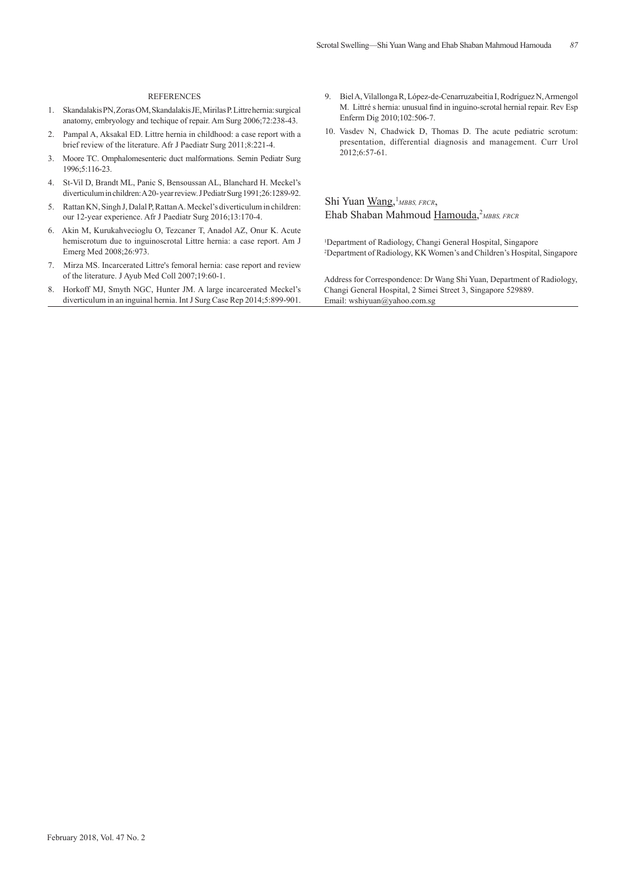## REFERENCES

1. Skandalakis PN, Zoras OM, Skandalakis JE, Mirilas P. Littre hernia: surgical anatomy, embryology and techique of repair. Am Surg 2006;72:238-43.
2. Pampal A, Aksakal ED. Littre hernia in childhood: a case report with a brief review of the literature. Afr J Paediatr Surg 2011;8:221-4.
3. Moore TC. Omphalomesenteric duct malformations. Semin Pediatr Surg 1996;5:116-23.
4. St-Vil D, Brandt ML, Panic S, Bensoussan AL, Blanchard H. Meckel's diverticulum in children: A 20- year review. J Pediatr Surg 1991;26:1289-92.
5. Rattan KN, Singh J, Dalal P, Rattan A. Meckel's diverticulum in children: our 12-year experience. Afr J Paediatr Surg 2016;13:170-4.
6. Akin M, Kurukahvecioglu O, Tezcaner T, Anadol AZ, Onur K. Acute hemiscrotum due to inguinoscrotal Littre hernia: a case report. Am J Emerg Med 2008;26:973.
7. Mirza MS. Incarcerated Littre's femoral hernia: case report and review of the literature. J Ayub Med Coll 2007;19:60-1.
8. Horkoff MJ, Smyth NGC, Hunter JM. A large incarcerated Meckel's diverticulum in an inguinal hernia. Int J Surg Case Rep 2014;5:899-901.
9. Biel A, Vilallonga R, López-de-Cenarruzabeitia I, Rodríguez N, Armengol M. Littré s hernia: unusual find in inguino-scrotal hernial repair. Rev Esp Enferm Dig 2010;102:506-7.
10. Vasdev N, Chadwick D, Thomas D. The acute pediatric scrotum: presentation, differential diagnosis and management. Curr Urol 2012;6:57-61.

Shi Yuan Wang,[1] *MBBS, FRCR*,
Ehab Shaban Mahmoud Hamouda,[2] *MBBS, FRCR*

[1]Department of Radiology, Changi General Hospital, Singapore
[2]Department of Radiology, KK Women's and Children's Hospital, Singapore

Address for Correspondence: Dr Wang Shi Yuan, Department of Radiology, Changi General Hospital, 2 Simei Street 3, Singapore 529889.
Email: wshiyuan@yahoo.com.sg